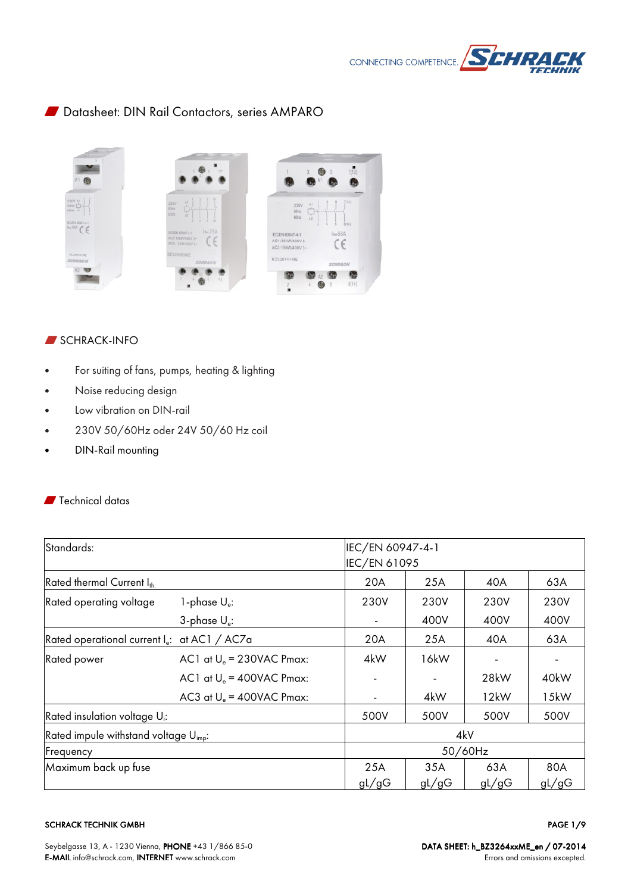# Datasheet: DIN Rail Contactors, series AMPARO

## SCHRACK-INFO

- For suiting of fans, pumps, heating & lighting
- Noise reducing design
- Low vibration on DIN-rail
- 230V 50/60Hz oder 24V 50/60 Hz coil
- DIN-Rail mounting

## Technical datas

| Standards: | | IEC/EN 60947-4-1<br>IEC/EN 61095 | | | |
|---|---|---|---|---|---|
| Rated thermal Current $I_{th}$: | | 20A | 25A | 40A | 63A |
| Rated operating voltage | 1-phase $U_e$: | 230V | 230V | 230V | 230V |
| | 3-phase $U_e$: | - | 400V | 400V | 400V |
| Rated operational current $I_e$: | at AC1 / AC7a | 20A | 25A | 40A | 63A |
| Rated power | AC1 at $U_e$ = 230VAC Pmax: | 4kW | 16kW | - | - |
| | AC1 at $U_e$ = 400VAC Pmax: | - | - | 28kW | 40kW |
| | AC3 at $U_e$ = 400VAC Pmax: | - | 4kW | 12kW | 15kW |
| Rated insulation voltage $U_i$: | | 500V | 500V | 500V | 500V |
| Rated impule withstand voltage $U_{imp}$: | | 4kV | | | |
| Frequency | | 50/60Hz | | | |
| Maximum back up fuse | | 25A gL/gG | 35A gL/gG | 63A gL/gG | 80A gL/gG |

SCHRACK TECHNIK GMBH

Seybelgasse 13, A - 1230 Vienna, **PHONE** +43 1/866 85-0
**E-MAIL** info@schrack.com, **INTERNET** www.schrack.com

**DATA SHEET: h_BZ3264xxME_en / 07-2014**
Errors and omissions excepted.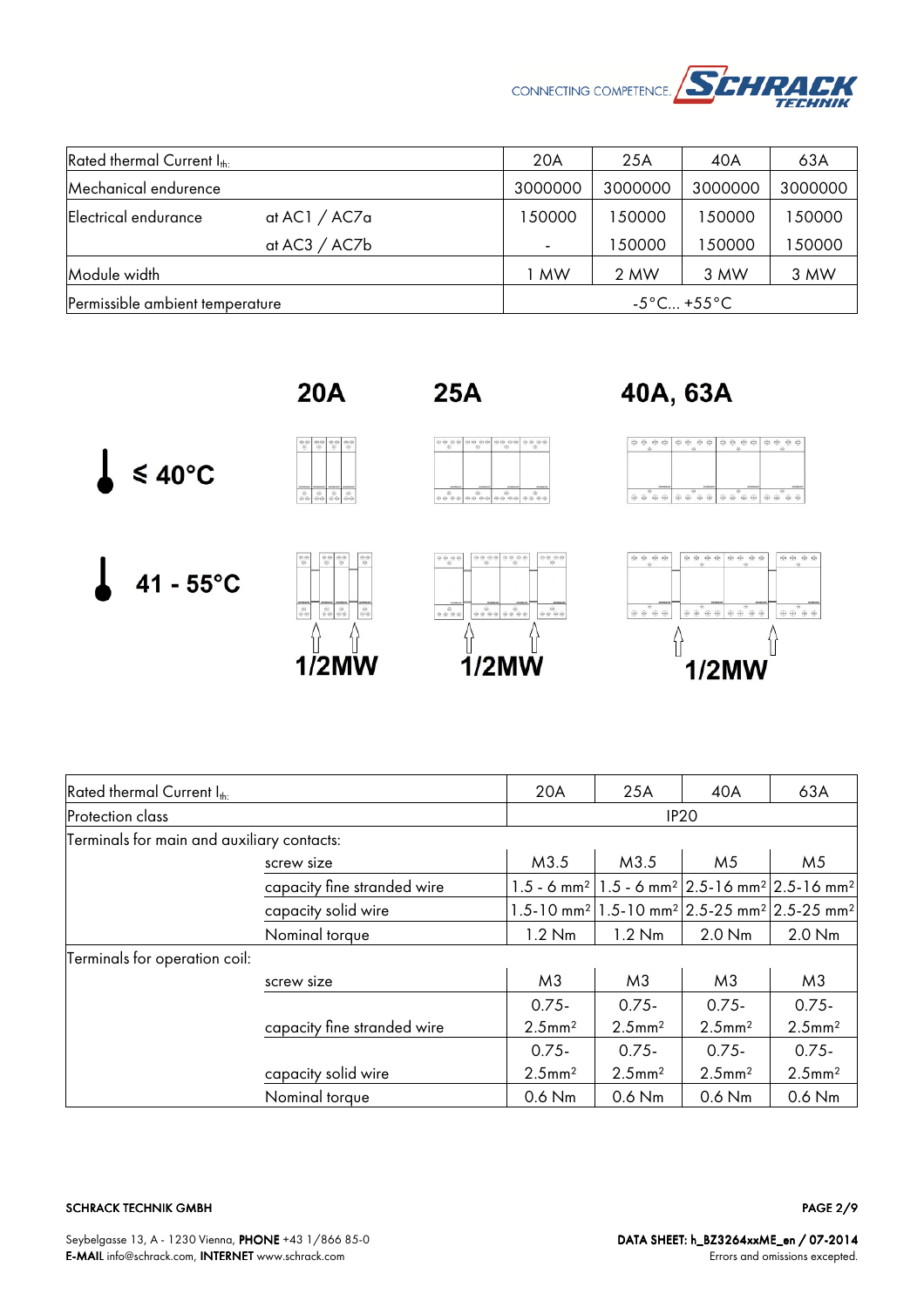| Rated thermal Current $I_{th}$ | | 20A | 25A | 40A | 63A |
|---|---|---|---|---|---|
| Mechanical endurence | | 3000000 | 3000000 | 3000000 | 3000000 |
| Electrical endurance | at AC1 / AC7a | 150000 | 150000 | 150000 | 150000 |
| | at AC3 / AC7b | - | 150000 | 150000 | 150000 |
| Module width | | 1 MW | 2 MW | 3 MW | 3 MW |
| Permissible ambient temperature | | -5°C... +55°C | | | |

| | 20A | 25A | 40A, 63A |
|---|---|---|---|
| ≤ 40°C | | | |
| 41 - 55°C | 1/2MW | 1/2MW | 1/2MW |

| Rated thermal Current $I_{th}$ | | 20A | 25A | 40A | 63A |
|---|---|---|---|---|---|
| Protection class | | IP20 | | | |
| Terminals for main and auxiliary contacts: | | | | | |
| | screw size | M3.5 | M3.5 | M5 | M5 |
| | capacity fine stranded wire | 1.5 - 6 mm² | 1.5 - 6 mm² | 2.5-16 mm² | 2.5-16 mm² |
| | capacity solid wire | 1.5-10 mm² | 1.5-10 mm² | 2.5-25 mm² | 2.5-25 mm² |
| | Nominal torque | 1.2 Nm | 1.2 Nm | 2.0 Nm | 2.0 Nm |
| Terminals for operation coil: | | | | | |
| | screw size | M3 | M3 | M3 | M3 |
| | capacity fine stranded wire | 0.75-2.5mm² | 0.75-2.5mm² | 0.75-2.5mm² | 0.75-2.5mm² |
| | capacity solid wire | 0.75-2.5mm² | 0.75-2.5mm² | 0.75-2.5mm² | 0.75-2.5mm² |
| | Nominal torque | 0.6 Nm | 0.6 Nm | 0.6 Nm | 0.6 Nm |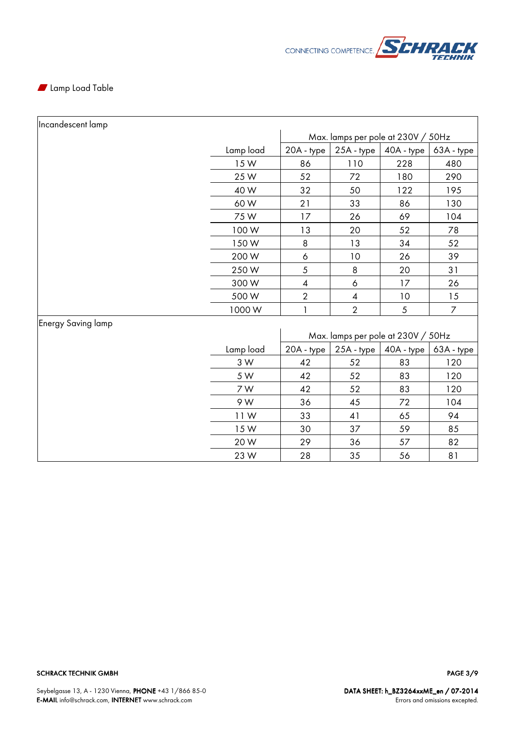## Lamp Load Table

**Incandescent lamp**

| Lamp load | Max. lamps per pole at 230V / 50Hz | | | |
|---|---|---|---|---|
| | 20A - type | 25A - type | 40A - type | 63A - type |
| 15 W | 86 | 110 | 228 | 480 |
| 25 W | 52 | 72 | 180 | 290 |
| 40 W | 32 | 50 | 122 | 195 |
| 60 W | 21 | 33 | 86 | 130 |
| 75 W | 17 | 26 | 69 | 104 |
| 100 W | 13 | 20 | 52 | 78 |
| 150 W | 8 | 13 | 34 | 52 |
| 200 W | 6 | 10 | 26 | 39 |
| 250 W | 5 | 8 | 20 | 31 |
| 300 W | 4 | 6 | 17 | 26 |
| 500 W | 2 | 4 | 10 | 15 |
| 1000 W | 1 | 2 | 5 | 7 |

**Energy Saving lamp**

| Lamp load | Max. lamps per pole at 230V / 50Hz | | | |
|---|---|---|---|---|
| | 20A - type | 25A - type | 40A - type | 63A - type |
| 3 W | 42 | 52 | 83 | 120 |
| 5 W | 42 | 52 | 83 | 120 |
| 7 W | 42 | 52 | 83 | 120 |
| 9 W | 36 | 45 | 72 | 104 |
| 11 W | 33 | 41 | 65 | 94 |
| 15 W | 30 | 37 | 59 | 85 |
| 20 W | 29 | 36 | 57 | 82 |
| 23 W | 28 | 35 | 56 | 81 |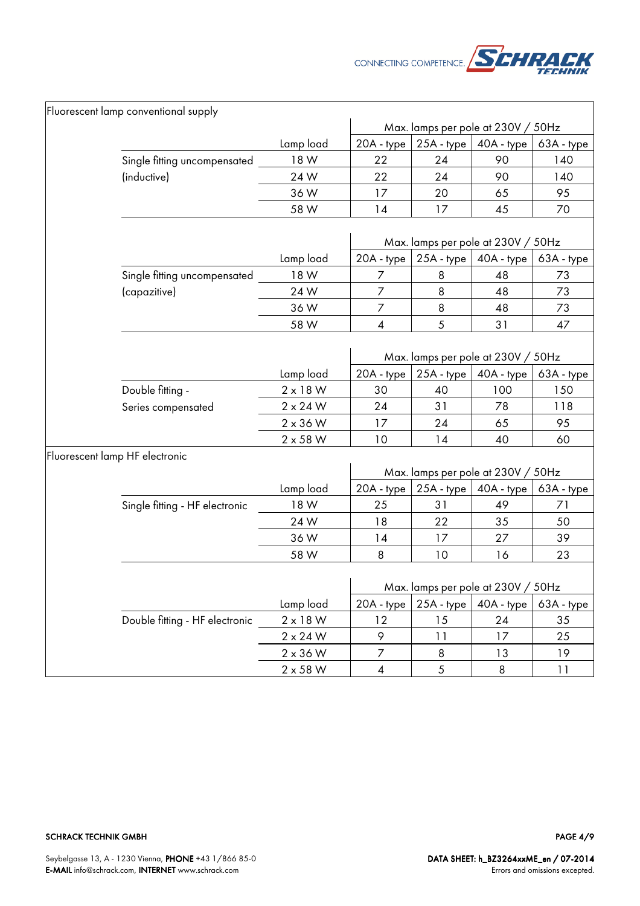## Fluorescent lamp conventional supply

| | Lamp load | Max. lamps per pole at 230V / 50Hz | | | |
|---|---|---|---|---|---|
| | | 20A - type | 25A - type | 40A - type | 63A - type |
| Single fitting uncompensated (inductive) | 18 W | 22 | 24 | 90 | 140 |
| | 24 W | 22 | 24 | 90 | 140 |
| | 36 W | 17 | 20 | 65 | 95 |
| | 58 W | 14 | 17 | 45 | 70 |

| | Lamp load | Max. lamps per pole at 230V / 50Hz | | | |
|---|---|---|---|---|---|
| | | 20A - type | 25A - type | 40A - type | 63A - type |
| Single fitting uncompensated (capazitive) | 18 W | 7 | 8 | 48 | 73 |
| | 24 W | 7 | 8 | 48 | 73 |
| | 36 W | 7 | 8 | 48 | 73 |
| | 58 W | 4 | 5 | 31 | 47 |

| | Lamp load | Max. lamps per pole at 230V / 50Hz | | | |
|---|---|---|---|---|---|
| | | 20A - type | 25A - type | 40A - type | 63A - type |
| Double fitting - Series compensated | 2 x 18 W | 30 | 40 | 100 | 150 |
| | 2 x 24 W | 24 | 31 | 78 | 118 |
| | 2 x 36 W | 17 | 24 | 65 | 95 |
| | 2 x 58 W | 10 | 14 | 40 | 60 |

## Fluorescent lamp HF electronic

| | Lamp load | Max. lamps per pole at 230V / 50Hz | | | |
|---|---|---|---|---|---|
| | | 20A - type | 25A - type | 40A - type | 63A - type |
| Single fitting - HF electronic | 18 W | 25 | 31 | 49 | 71 |
| | 24 W | 18 | 22 | 35 | 50 |
| | 36 W | 14 | 17 | 27 | 39 |
| | 58 W | 8 | 10 | 16 | 23 |

| | Lamp load | Max. lamps per pole at 230V / 50Hz | | | |
|---|---|---|---|---|---|
| | | 20A - type | 25A - type | 40A - type | 63A - type |
| Double fitting - HF electronic | 2 x 18 W | 12 | 15 | 24 | 35 |
| | 2 x 24 W | 9 | 11 | 17 | 25 |
| | 2 x 36 W | 7 | 8 | 13 | 19 |
| | 2 x 58 W | 4 | 5 | 8 | 11 |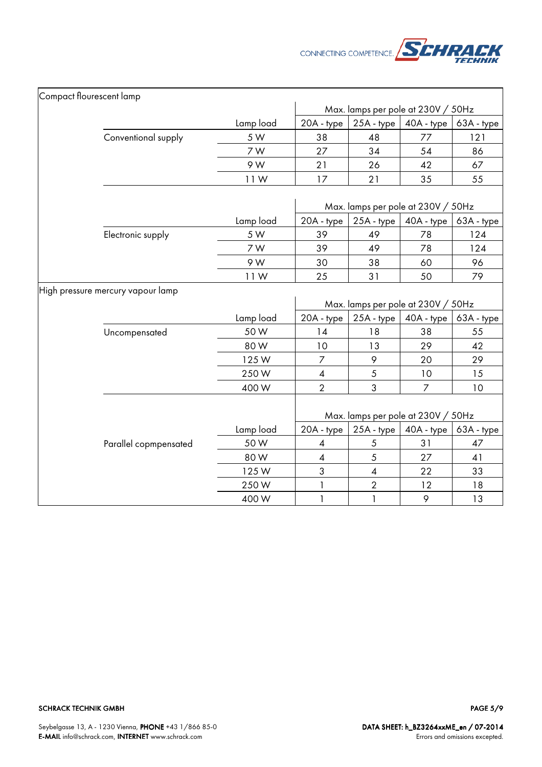| Compact flourescent lamp | | | | | | |
|---|---|---|---|---|---|---|
| | | | Max. lamps per pole at 230V / 50Hz | | | |
| | | Lamp load | 20A - type | 25A - type | 40A - type | 63A - type |
| | Conventional supply | 5 W | 38 | 48 | 77 | 121 |
| | | 7 W | 27 | 34 | 54 | 86 |
| | | 9 W | 21 | 26 | 42 | 67 |
| | | 11 W | 17 | 21 | 35 | 55 |
| | | | Max. lamps per pole at 230V / 50Hz | | | |
| | | Lamp load | 20A - type | 25A - type | 40A - type | 63A - type |
| | Electronic supply | 5 W | 39 | 49 | 78 | 124 |
| | | 7 W | 39 | 49 | 78 | 124 |
| | | 9 W | 30 | 38 | 60 | 96 |
| | | 11 W | 25 | 31 | 50 | 79 |
| **High pressure mercury vapour lamp** | | | | | | |
| | | | Max. lamps per pole at 230V / 50Hz | | | |
| | | Lamp load | 20A - type | 25A - type | 40A - type | 63A - type |
| | Uncompensated | 50 W | 14 | 18 | 38 | 55 |
| | | 80 W | 10 | 13 | 29 | 42 |
| | | 125 W | 7 | 9 | 20 | 29 |
| | | 250 W | 4 | 5 | 10 | 15 |
| | | 400 W | 2 | 3 | 7 | 10 |
| | | | Max. lamps per pole at 230V / 50Hz | | | |
| | | Lamp load | 20A - type | 25A - type | 40A - type | 63A - type |
| | Parallel copmpensated | 50 W | 4 | 5 | 31 | 47 |
| | | 80 W | 4 | 5 | 27 | 41 |
| | | 125 W | 3 | 4 | 22 | 33 |
| | | 250 W | 1 | 2 | 12 | 18 |
| | | 400 W | 1 | 1 | 9 | 13 |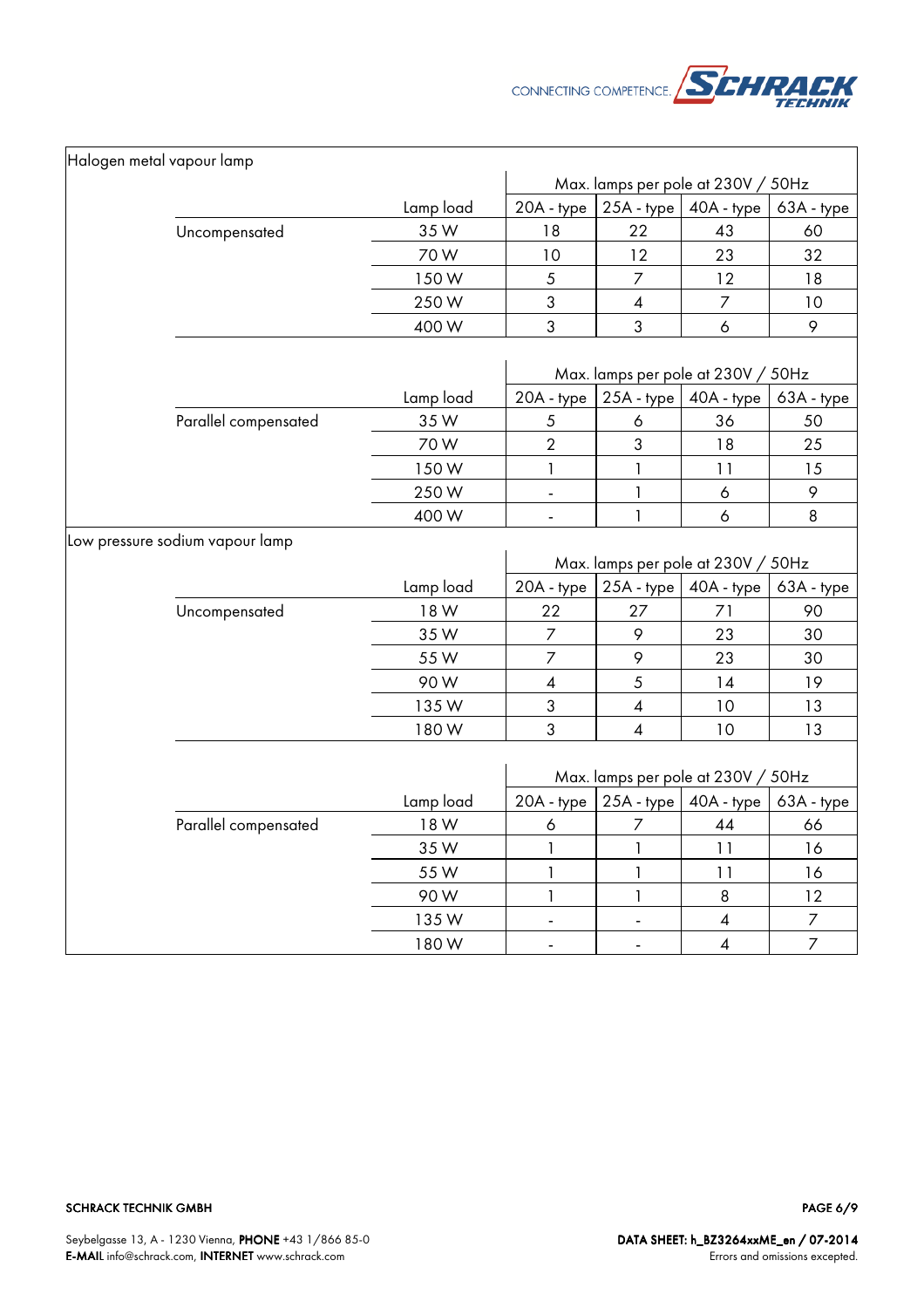## Halogen metal vapour lamp

| | Lamp load | Max. lamps per pole at 230V / 50Hz | | | |
|---|---|---|---|---|---|
| | | 20A - type | 25A - type | 40A - type | 63A - type |
| Uncompensated | 35 W | 18 | 22 | 43 | 60 |
| | 70 W | 10 | 12 | 23 | 32 |
| | 150 W | 5 | 7 | 12 | 18 |
| | 250 W | 3 | 4 | 7 | 10 |
| | 400 W | 3 | 3 | 6 | 9 |

| | Lamp load | Max. lamps per pole at 230V / 50Hz | | | |
|---|---|---|---|---|---|
| | | 20A - type | 25A - type | 40A - type | 63A - type |
| Parallel compensated | 35 W | 5 | 6 | 36 | 50 |
| | 70 W | 2 | 3 | 18 | 25 |
| | 150 W | 1 | 1 | 11 | 15 |
| | 250 W | - | 1 | 6 | 9 |
| | 400 W | - | 1 | 6 | 8 |

## Low pressure sodium vapour lamp

| | Lamp load | Max. lamps per pole at 230V / 50Hz | | | |
|---|---|---|---|---|---|
| | | 20A - type | 25A - type | 40A - type | 63A - type |
| Uncompensated | 18 W | 22 | 27 | 71 | 90 |
| | 35 W | 7 | 9 | 23 | 30 |
| | 55 W | 7 | 9 | 23 | 30 |
| | 90 W | 4 | 5 | 14 | 19 |
| | 135 W | 3 | 4 | 10 | 13 |
| | 180 W | 3 | 4 | 10 | 13 |

| | Lamp load | Max. lamps per pole at 230V / 50Hz | | | |
|---|---|---|---|---|---|
| | | 20A - type | 25A - type | 40A - type | 63A - type |
| Parallel compensated | 18 W | 6 | 7 | 44 | 66 |
| | 35 W | 1 | 1 | 11 | 16 |
| | 55 W | 1 | 1 | 11 | 16 |
| | 90 W | 1 | 1 | 8 | 12 |
| | 135 W | - | - | 4 | 7 |
| | 180 W | - | - | 4 | 7 |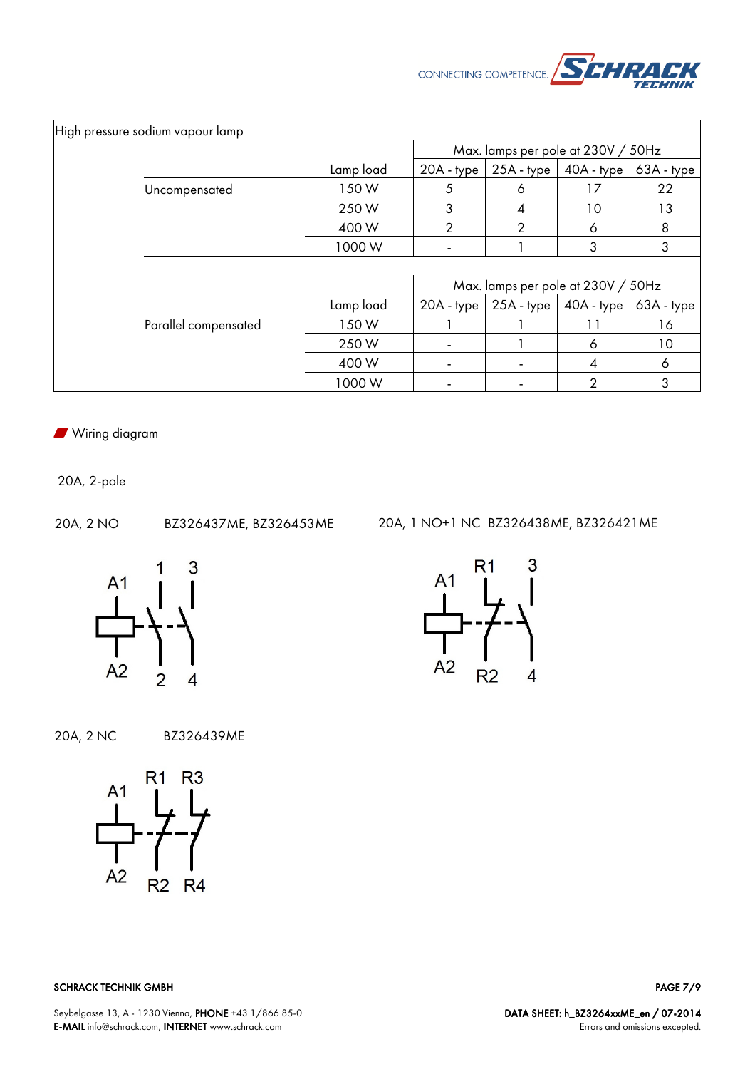High pressure sodium vapour lamp

| | Lamp load | Max. lamps per pole at 230V / 50Hz | | | |
|---|---|---|---|---|---|
| | | 20A - type | 25A - type | 40A - type | 63A - type |
| Uncompensated | 150 W | 5 | 6 | 17 | 22 |
| | 250 W | 3 | 4 | 10 | 13 |
| | 400 W | 2 | 2 | 6 | 8 |
| | 1000 W | - | 1 | 3 | 3 |

| | Lamp load | Max. lamps per pole at 230V / 50Hz | | | |
|---|---|---|---|---|---|
| | | 20A - type | 25A - type | 40A - type | 63A - type |
| Parallel compensated | 150 W | 1 | 1 | 11 | 16 |
| | 250 W | - | 1 | 6 | 10 |
| | 400 W | - | - | 4 | 6 |
| | 1000 W | - | - | 2 | 3 |

## Wiring diagram

20A, 2-pole

20A, 2 NO BZ326437ME, BZ326453ME

A1 1 3
A2 2 4

20A, 1 NO+1 NC BZ326438ME, BZ326421ME

A1 R1 3
A2 R2 4

20A, 2 NC BZ326439ME

A1 R1 R3
A2 R2 R4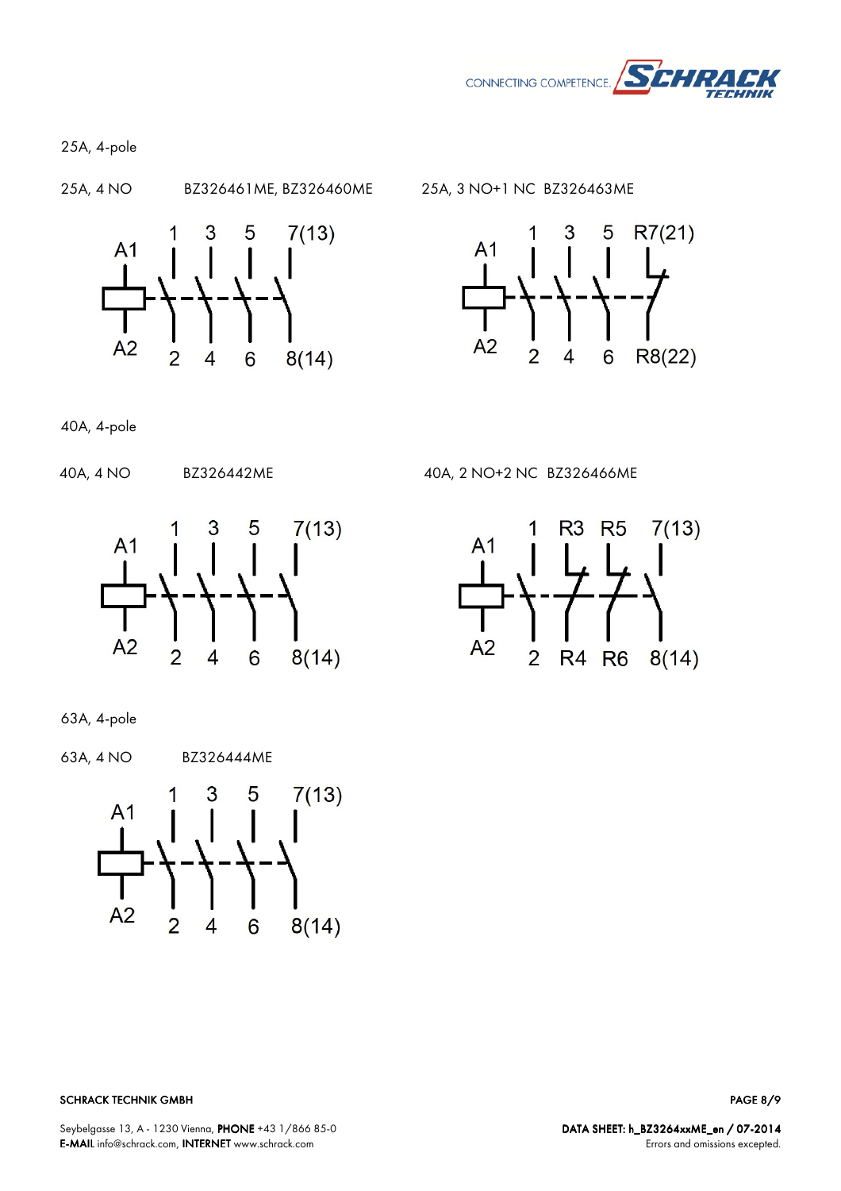25A, 4-pole

25A, 4 NO BZ326461ME, BZ326460ME

A1, A2, 1, 3, 5, 7(13), 2, 4, 6, 8(14)

25A, 3 NO+1 NC BZ326463ME

A1, A2, 1, 3, 5, R7(21), 2, 4, 6, R8(22)

40A, 4-pole

40A, 4 NO BZ326442ME

A1, A2, 1, 3, 5, 7(13), 2, 4, 6, 8(14)

40A, 2 NO+2 NC BZ326466ME

A1, A2, 1, R3, R5, 7(13), 2, R4, R6, 8(14)

63A, 4-pole

63A, 4 NO BZ326444ME

A1, A2, 1, 3, 5, 7(13), 2, 4, 6, 8(14)

SCHRACK TECHNIK GMBH

Seybelgasse 13, A - 1230 Vienna, **PHONE** +43 1/866 85-0
**E-MAIL** info@schrack.com, **INTERNET** www.schrack.com

**DATA SHEET: h_BZ3264xxME_en / 07-2014**
Errors and omissions excepted.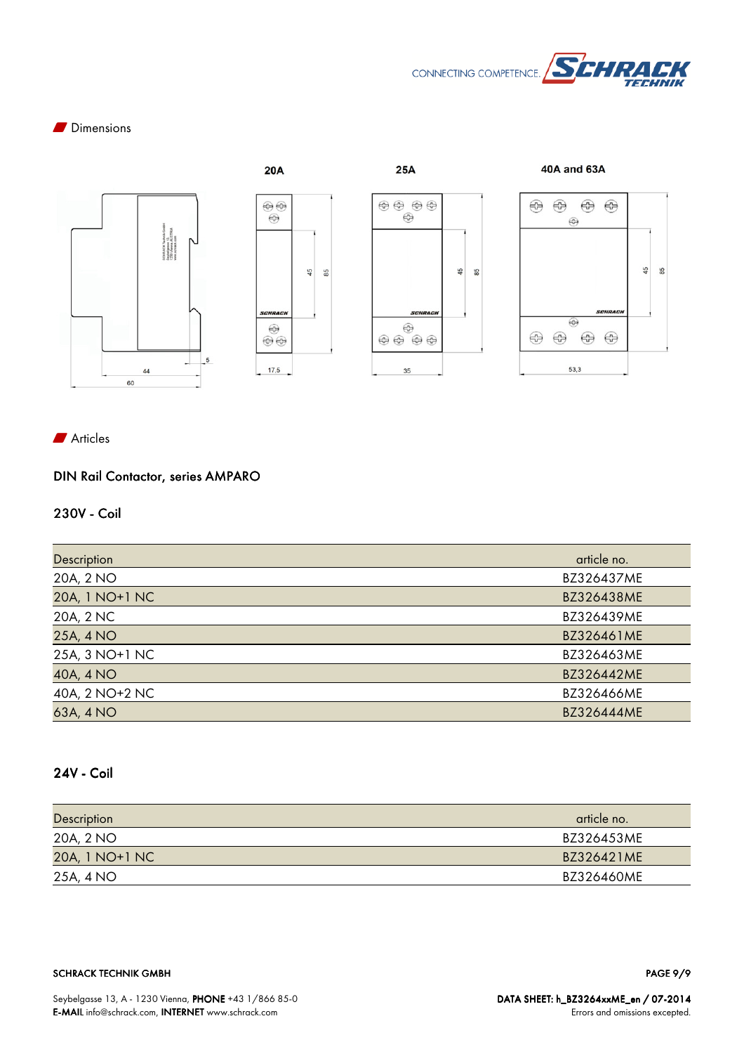## Dimensions

20A

25A

40A and 63A

44

60

5

17,5

35

53,3

45

85

## Articles

DIN Rail Contactor, series AMPARO

230V - Coil

| Description | article no. |
|---|---|
| 20A, 2 NO | BZ326437ME |
| 20A, 1 NO+1 NC | BZ326438ME |
| 20A, 2 NC | BZ326439ME |
| 25A, 4 NO | BZ326461ME |
| 25A, 3 NO+1 NC | BZ326463ME |
| 40A, 4 NO | BZ326442ME |
| 40A, 2 NO+2 NC | BZ326466ME |
| 63A, 4 NO | BZ326444ME |

24V - Coil

| Description | article no. |
|---|---|
| 20A, 2 NO | BZ326453ME |
| 20A, 1 NO+1 NC | BZ326421ME |
| 25A, 4 NO | BZ326460ME |

SCHRACK TECHNIK GMBH

Seybelgasse 13, A - 1230 Vienna, **PHONE** +43 1/866 85-0
**E-MAIL** info@schrack.com, **INTERNET** www.schrack.com

**DATA SHEET: h_BZ3264xxME_en / 07-2014**
Errors and omissions excepted.